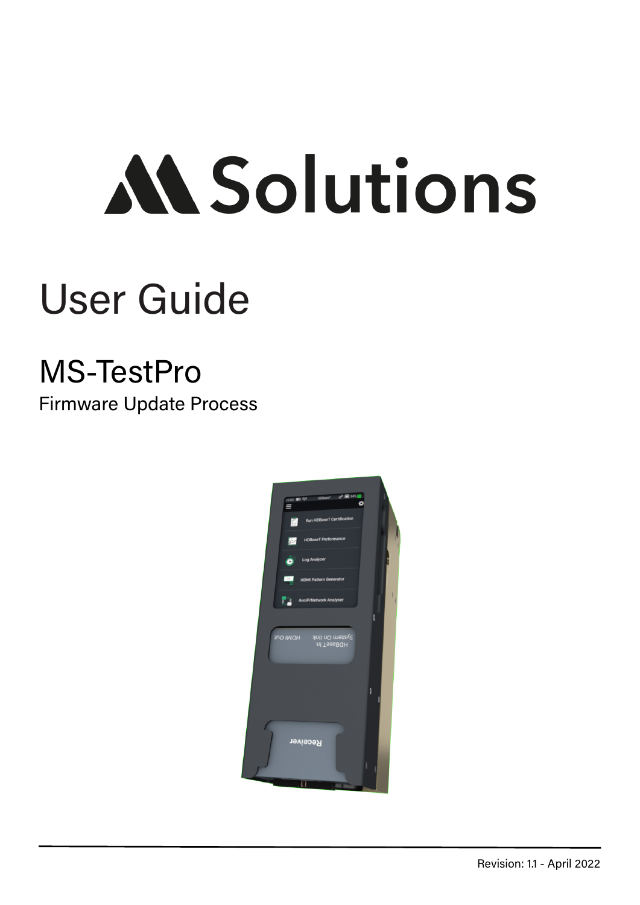# MS Solutions

# User Guide

## MS-TestPro

Firmware Update Process

Revision: 1.1 - April 2022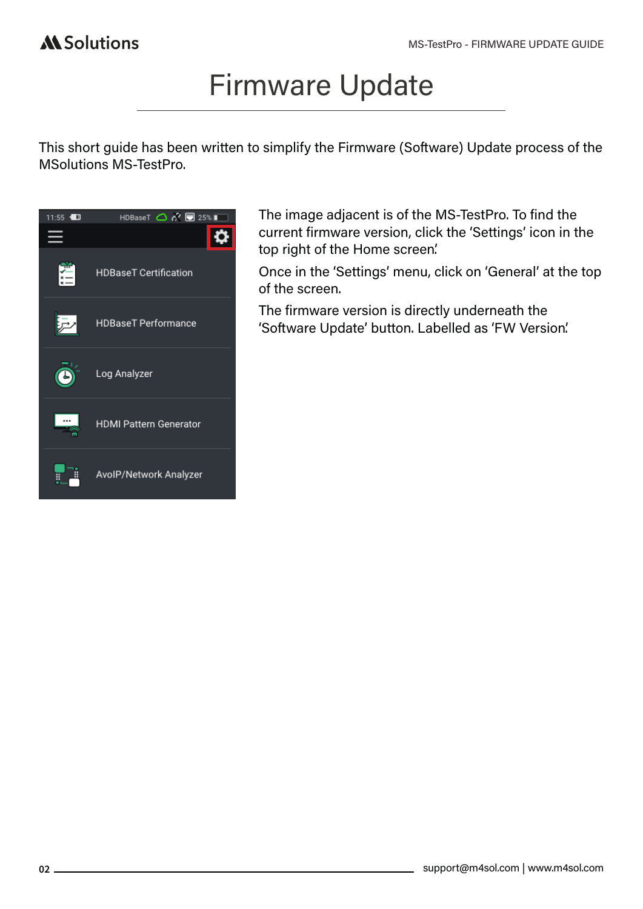# Firmware Update

This short guide has been written to simplify the Firmware (Software) Update process of the MSolutions MS-TestPro.

The image adjacent is of the MS-TestPro. To find the current firmware version, click the 'Settings' icon in the top right of the Home screen.

Once in the 'Settings' menu, click on 'General' at the top of the screen.

The firmware version is directly underneath the 'Software Update' button. Labelled as 'FW Version'.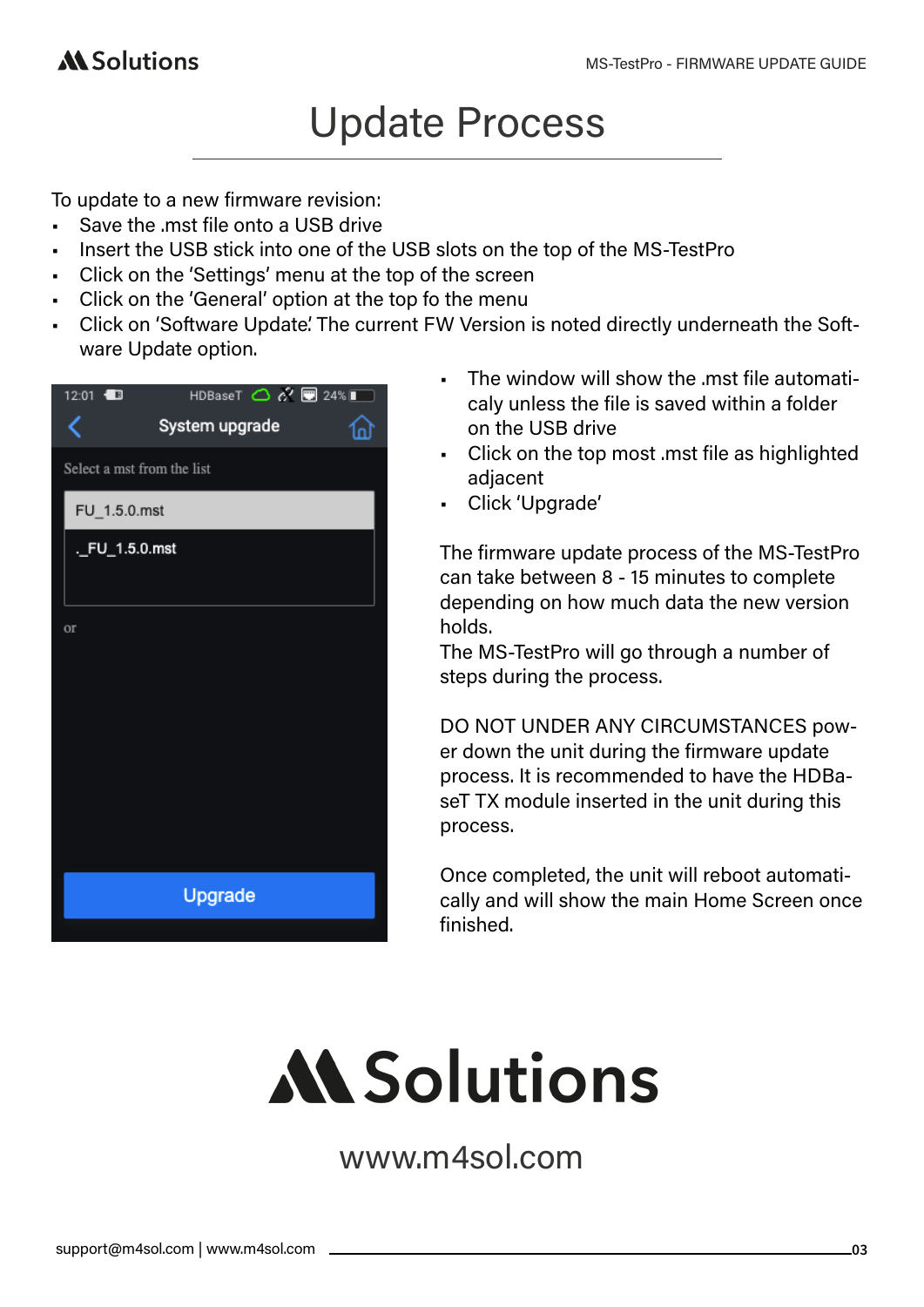# Update Process

To update to a new firmware revision:

- Save the .mst file onto a USB drive
- Insert the USB stick into one of the USB slots on the top of the MS-TestPro
- Click on the 'Settings' menu at the top of the screen
- Click on the 'General' option at the top fo the menu
- Click on 'Software Update'. The current FW Version is noted directly underneath the Software Update option.

- The window will show the .mst file automaticaly unless the file is saved within a folder on the USB drive
- Click on the top most .mst file as highlighted adjacent
- Click 'Upgrade'

The firmware update process of the MS-TestPro can take between 8 - 15 minutes to complete depending on how much data the new version holds.
The MS-TestPro will go through a number of steps during the process.

DO NOT UNDER ANY CIRCUMSTANCES power down the unit during the firmware update process. It is recommended to have the HDBaseT TX module inserted in the unit during this process.

Once completed, the unit will reboot automatically and will show the main Home Screen once finished.

Solutions

www.m4sol.com

support@m4sol.com | www.m4sol.com